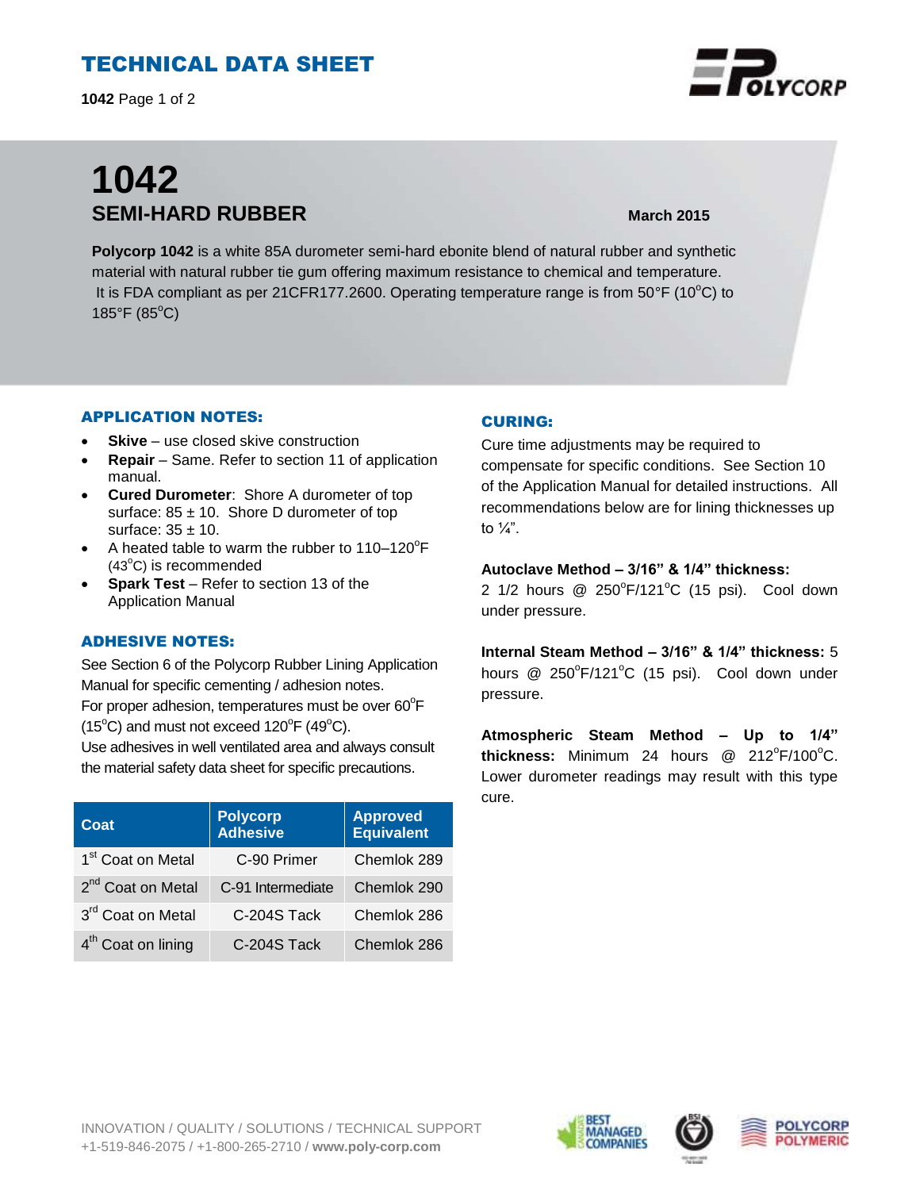# TECHNICAL DATA SHEET

**1042** Page 1 of 2

# 1042

## SEMI-HARD RUBBER

**March 2015**

**Polycorp 1042** is a white 85A durometer semi-hard ebonite blend of natural rubber and synthetic material with natural rubber tie gum offering maximum resistance to chemical and temperature. It is FDA compliant as per 21CFR177.2600. Operating temperature range is from 50°F (10°C) to 185°F (85°C)

### APPLICATION NOTES:

- **Skive** – use closed skive construction
- **Repair** – Same. Refer to section 11 of application manual.
- **Cured Durometer**: Shore A durometer of top surface: 85 ± 10. Shore D durometer of top surface: 35 ± 10.
- A heated table to warm the rubber to 110–120°F (43°C) is recommended
- **Spark Test** – Refer to section 13 of the Application Manual

### ADHESIVE NOTES:

See Section 6 of the Polycorp Rubber Lining Application Manual for specific cementing / adhesion notes.
For proper adhesion, temperatures must be over 60°F (15°C) and must not exceed 120°F (49°C).
Use adhesives in well ventilated area and always consult the material safety data sheet for specific precautions.

| Coat | Polycorp Adhesive | Approved Equivalent |
|---|---|---|
| 1st Coat on Metal | C-90 Primer | Chemlok 289 |
| 2nd Coat on Metal | C-91 Intermediate | Chemlok 290 |
| 3rd Coat on Metal | C-204S Tack | Chemlok 286 |
| 4th Coat on lining | C-204S Tack | Chemlok 286 |

### CURING:

Cure time adjustments may be required to compensate for specific conditions. See Section 10 of the Application Manual for detailed instructions. All recommendations below are for lining thicknesses up to ¼".

**Autoclave Method – 3/16" & 1/4" thickness:** 2 1/2 hours @ 250°F/121°C (15 psi). Cool down under pressure.

**Internal Steam Method – 3/16" & 1/4" thickness:** 5 hours @ 250°F/121°C (15 psi). Cool down under pressure.

**Atmospheric Steam Method – Up to 1/4" thickness:** Minimum 24 hours @ 212°F/100°C. Lower durometer readings may result with this type cure.

INNOVATION / QUALITY / SOLUTIONS / TECHNICAL SUPPORT
+1-519-846-2075 / +1-800-265-2710 / **www.poly-corp.com**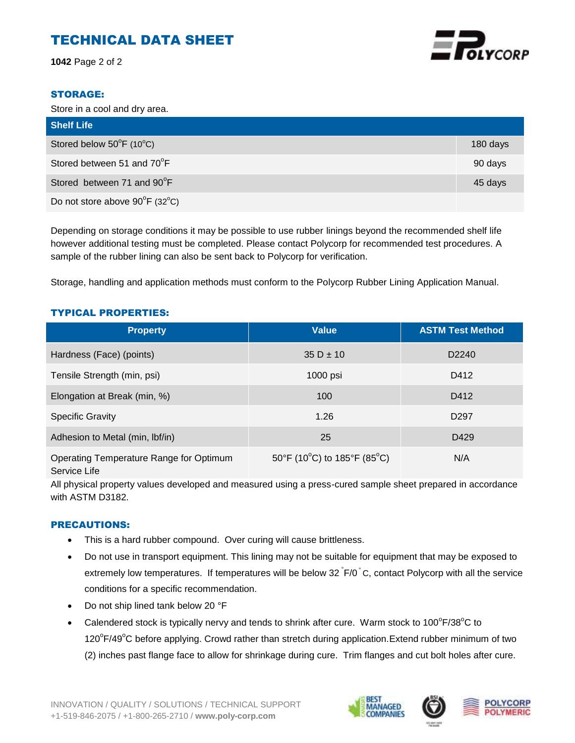## STORAGE:

Store in a cool and dry area.

| Shelf Life | |
|---|---|
| Stored below 50°F (10°C) | 180 days |
| Stored between 51 and 70°F | 90 days |
| Stored between 71 and 90°F | 45 days |
| Do not store above 90°F (32°C) | |

Depending on storage conditions it may be possible to use rubber linings beyond the recommended shelf life however additional testing must be completed. Please contact Polycorp for recommended test procedures. A sample of the rubber lining can also be sent back to Polycorp for verification.

Storage, handling and application methods must conform to the Polycorp Rubber Lining Application Manual.

## TYPICAL PROPERTIES:

| Property | Value | ASTM Test Method |
|---|---|---|
| Hardness (Face) (points) | 35 D ± 10 | D2240 |
| Tensile Strength (min, psi) | 1000 psi | D412 |
| Elongation at Break (min, %) | 100 | D412 |
| Specific Gravity | 1.26 | D297 |
| Adhesion to Metal (min, lbf/in) | 25 | D429 |
| Operating Temperature Range for Optimum Service Life | 50°F (10°C) to 185°F (85°C) | N/A |

All physical property values developed and measured using a press-cured sample sheet prepared in accordance with ASTM D3182.

## PRECAUTIONS:

- This is a hard rubber compound. Over curing will cause brittleness.
- Do not use in transport equipment. This lining may not be suitable for equipment that may be exposed to extremely low temperatures. If temperatures will be below 32 °F/0 °C, contact Polycorp with all the service conditions for a specific recommendation.
- Do not ship lined tank below 20 °F
- Calendered stock is typically nervy and tends to shrink after cure. Warm stock to 100°F/38°C to 120°F/49°C before applying. Crowd rather than stretch during application. Extend rubber minimum of two (2) inches past flange face to allow for shrinkage during cure. Trim flanges and cut bolt holes after cure.

INNOVATION / QUALITY / SOLUTIONS / TECHNICAL SUPPORT
+1-519-846-2075 / +1-800-265-2710 / **www.poly-corp.com**